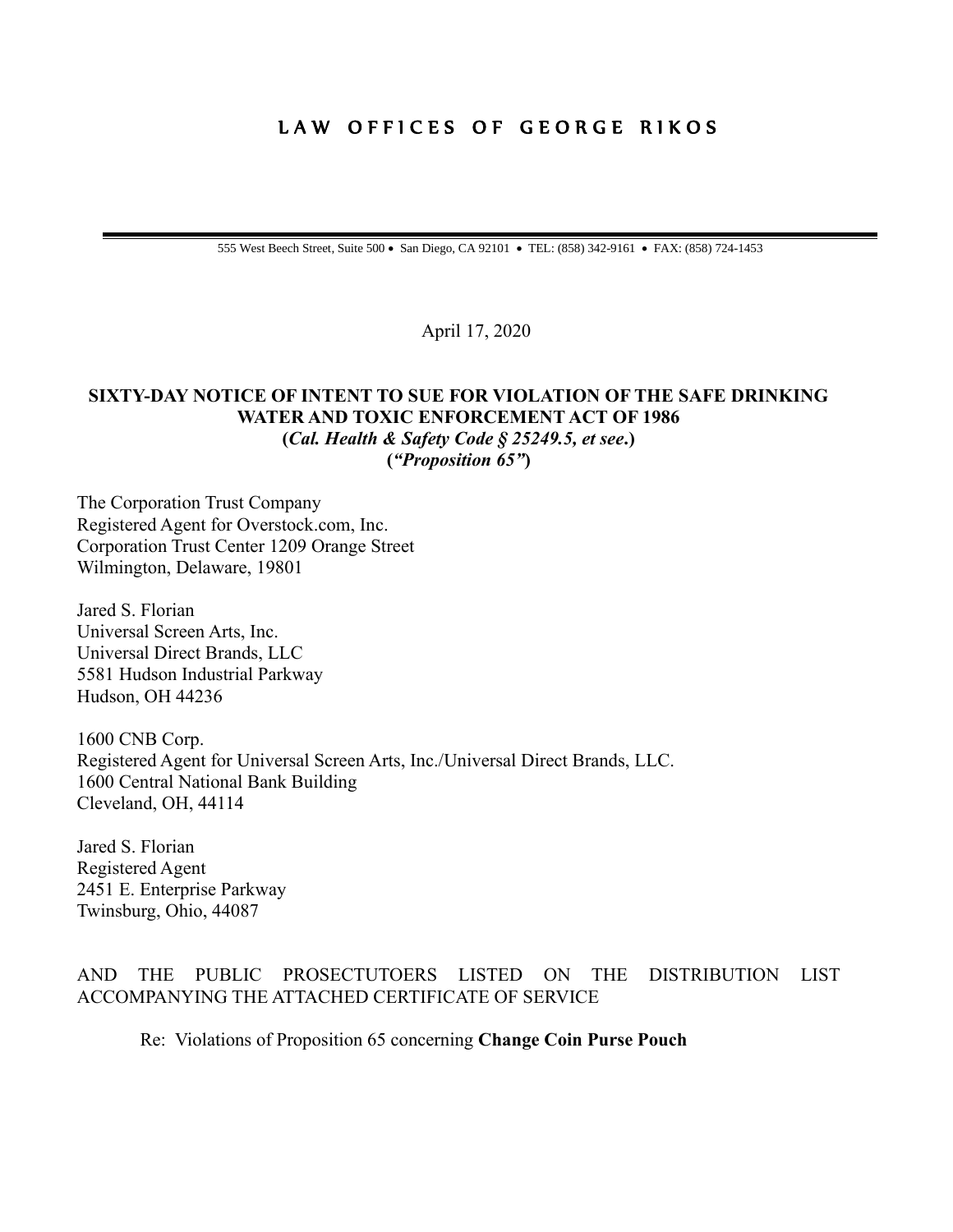# LAW OFFICES OF GEORGE RIKOS

555 West Beech Street, Suite 500 • San Diego, CA 92101 • TEL: (858) 342-9161 • FAX: (858) 724-1453

April 17, 2020

**SIXTY-DAY NOTICE OF INTENT TO SUE FOR VIOLATION OF THE SAFE DRINKING WATER AND TOXIC ENFORCEMENT ACT OF 1986**
**(*Cal. Health & Safety Code § 25249.5, et see*.)**
**(*"Proposition 65"*)**

The Corporation Trust Company
Registered Agent for Overstock.com, Inc.
Corporation Trust Center 1209 Orange Street
Wilmington, Delaware, 19801

Jared S. Florian
Universal Screen Arts, Inc.
Universal Direct Brands, LLC
5581 Hudson Industrial Parkway
Hudson, OH 44236

1600 CNB Corp.
Registered Agent for Universal Screen Arts, Inc./Universal Direct Brands, LLC.
1600 Central National Bank Building
Cleveland, OH, 44114

Jared S. Florian
Registered Agent
2451 E. Enterprise Parkway
Twinsburg, Ohio, 44087

AND THE PUBLIC PROSECTUTOERS LISTED ON THE DISTRIBUTION LIST ACCOMPANYING THE ATTACHED CERTIFICATE OF SERVICE

Re: Violations of Proposition 65 concerning **Change Coin Purse Pouch**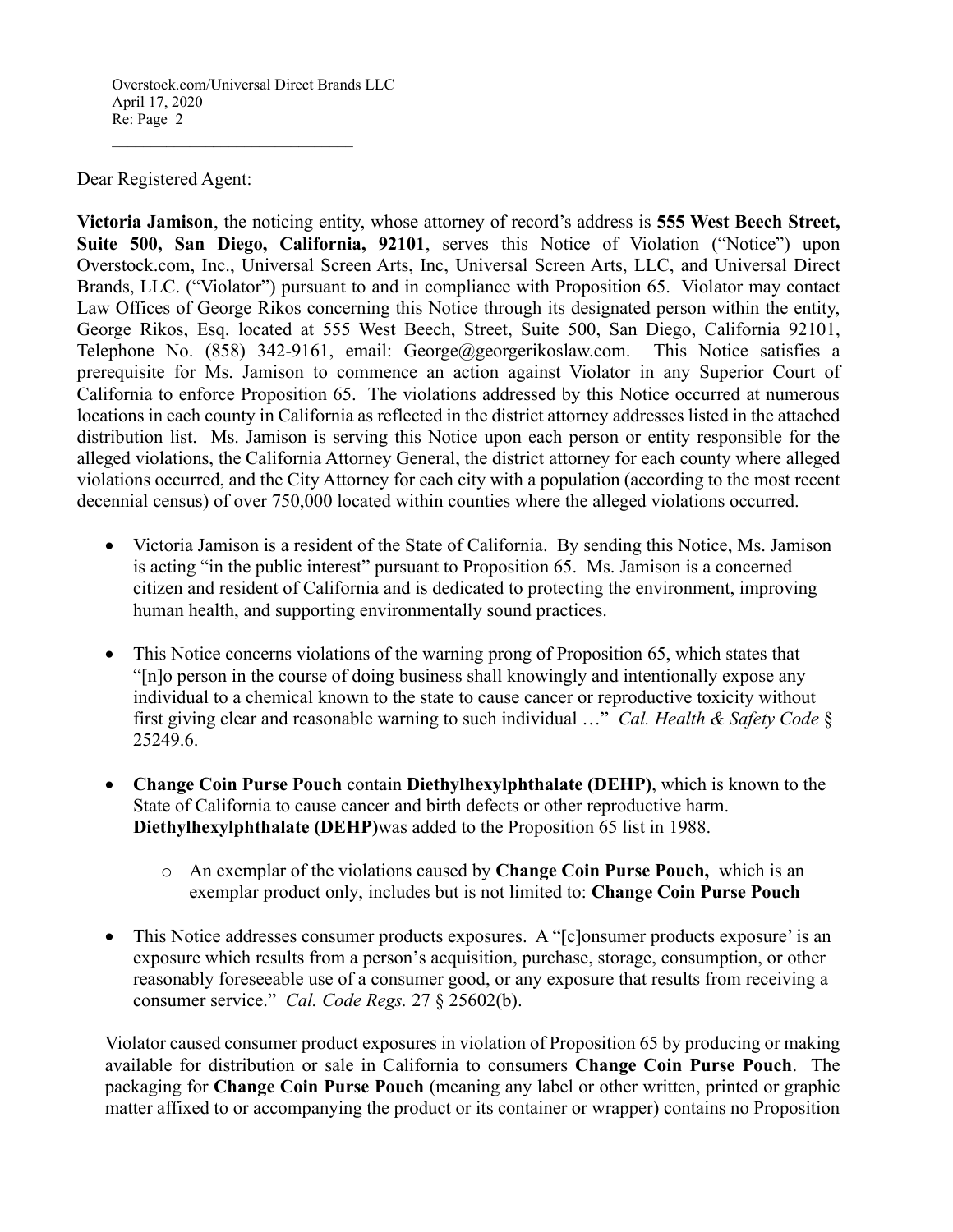Dear Registered Agent:

**Victoria Jamison**, the noticing entity, whose attorney of record's address is **555 West Beech Street, Suite 500, San Diego, California, 92101**, serves this Notice of Violation ("Notice") upon Overstock.com, Inc., Universal Screen Arts, Inc, Universal Screen Arts, LLC, and Universal Direct Brands, LLC. ("Violator") pursuant to and in compliance with Proposition 65. Violator may contact Law Offices of George Rikos concerning this Notice through its designated person within the entity, George Rikos, Esq. located at 555 West Beech, Street, Suite 500, San Diego, California 92101, Telephone No. (858) 342-9161, email: George@georgerikoslaw.com. This Notice satisfies a prerequisite for Ms. Jamison to commence an action against Violator in any Superior Court of California to enforce Proposition 65. The violations addressed by this Notice occurred at numerous locations in each county in California as reflected in the district attorney addresses listed in the attached distribution list. Ms. Jamison is serving this Notice upon each person or entity responsible for the alleged violations, the California Attorney General, the district attorney for each county where alleged violations occurred, and the City Attorney for each city with a population (according to the most recent decennial census) of over 750,000 located within counties where the alleged violations occurred.

- Victoria Jamison is a resident of the State of California. By sending this Notice, Ms. Jamison is acting "in the public interest" pursuant to Proposition 65. Ms. Jamison is a concerned citizen and resident of California and is dedicated to protecting the environment, improving human health, and supporting environmentally sound practices.
- This Notice concerns violations of the warning prong of Proposition 65, which states that "[n]o person in the course of doing business shall knowingly and intentionally expose any individual to a chemical known to the state to cause cancer or reproductive toxicity without first giving clear and reasonable warning to such individual …" *Cal. Health & Safety Code* § 25249.6.
- **Change Coin Purse Pouch** contain **Diethylhexylphthalate (DEHP)**, which is known to the State of California to cause cancer and birth defects or other reproductive harm. **Diethylhexylphthalate (DEHP)**was added to the Proposition 65 list in 1988.
  - An exemplar of the violations caused by **Change Coin Purse Pouch,** which is an exemplar product only, includes but is not limited to: **Change Coin Purse Pouch**
- This Notice addresses consumer products exposures. A "[c]onsumer products exposure' is an exposure which results from a person's acquisition, purchase, storage, consumption, or other reasonably foreseeable use of a consumer good, or any exposure that results from receiving a consumer service." *Cal. Code Regs.* 27 § 25602(b).

Violator caused consumer product exposures in violation of Proposition 65 by producing or making available for distribution or sale in California to consumers **Change Coin Purse Pouch**. The packaging for **Change Coin Purse Pouch** (meaning any label or other written, printed or graphic matter affixed to or accompanying the product or its container or wrapper) contains no Proposition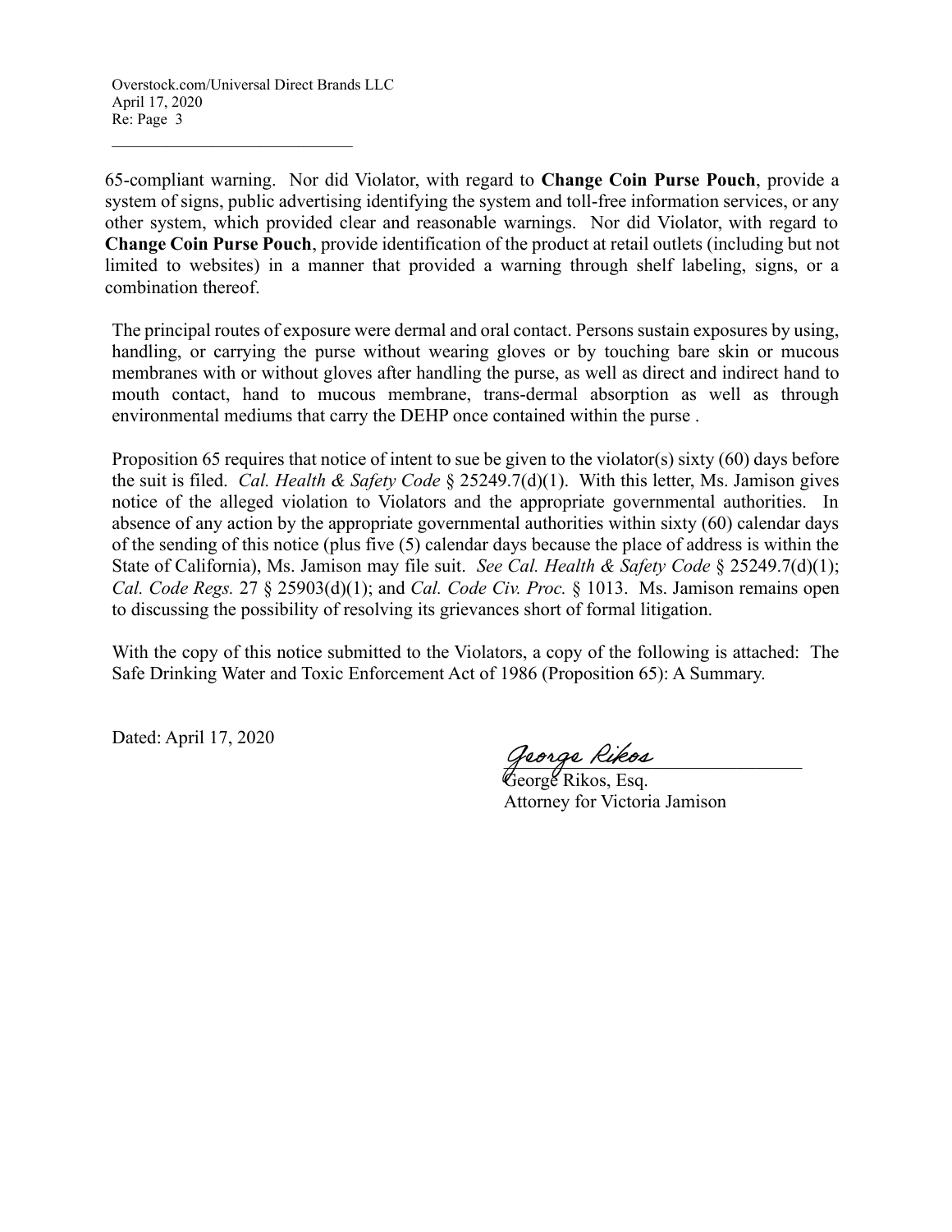65-compliant warning. Nor did Violator, with regard to **Change Coin Purse Pouch**, provide a system of signs, public advertising identifying the system and toll-free information services, or any other system, which provided clear and reasonable warnings. Nor did Violator, with regard to **Change Coin Purse Pouch**, provide identification of the product at retail outlets (including but not limited to websites) in a manner that provided a warning through shelf labeling, signs, or a combination thereof.

The principal routes of exposure were dermal and oral contact. Persons sustain exposures by using, handling, or carrying the purse without wearing gloves or by touching bare skin or mucous membranes with or without gloves after handling the purse, as well as direct and indirect hand to mouth contact, hand to mucous membrane, trans-dermal absorption as well as through environmental mediums that carry the DEHP once contained within the purse .

Proposition 65 requires that notice of intent to sue be given to the violator(s) sixty (60) days before the suit is filed. *Cal. Health & Safety Code* § 25249.7(d)(1). With this letter, Ms. Jamison gives notice of the alleged violation to Violators and the appropriate governmental authorities. In absence of any action by the appropriate governmental authorities within sixty (60) calendar days of the sending of this notice (plus five (5) calendar days because the place of address is within the State of California), Ms. Jamison may file suit. *See Cal. Health & Safety Code* § 25249.7(d)(1); *Cal. Code Regs.* 27 § 25903(d)(1); and *Cal. Code Civ. Proc.* § 1013. Ms. Jamison remains open to discussing the possibility of resolving its grievances short of formal litigation.

With the copy of this notice submitted to the Violators, a copy of the following is attached: The Safe Drinking Water and Toxic Enforcement Act of 1986 (Proposition 65): A Summary.

Dated: April 17, 2020

*George Rikos*

George Rikos, Esq.
Attorney for Victoria Jamison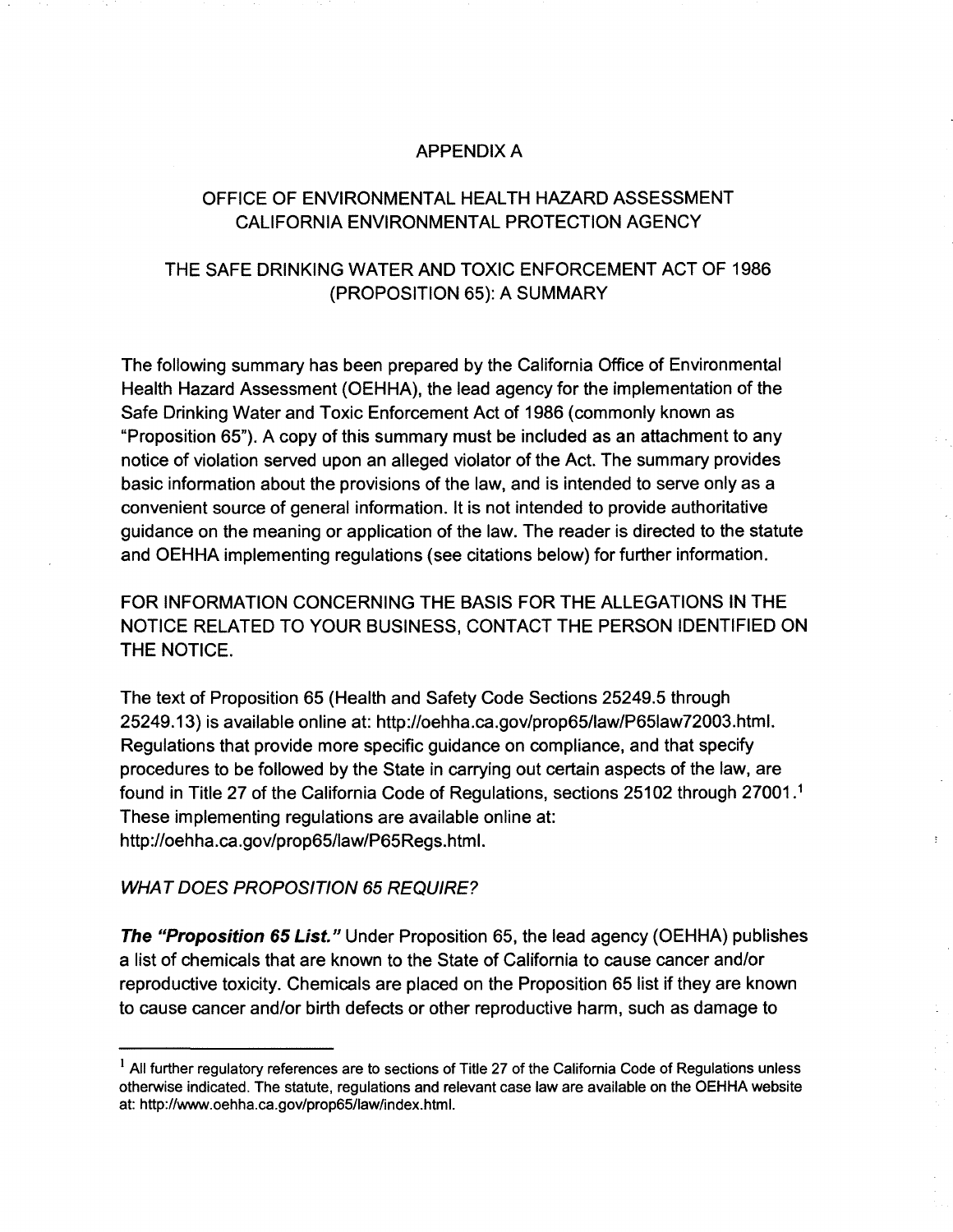# APPENDIX A

## OFFICE OF ENVIRONMENTAL HEALTH HAZARD ASSESSMENT
## CALIFORNIA ENVIRONMENTAL PROTECTION AGENCY

## THE SAFE DRINKING WATER AND TOXIC ENFORCEMENT ACT OF 1986 (PROPOSITION 65): A SUMMARY

The following summary has been prepared by the California Office of Environmental Health Hazard Assessment (OEHHA), the lead agency for the implementation of the Safe Drinking Water and Toxic Enforcement Act of 1986 (commonly known as "Proposition 65"). A copy of this summary must be included as an attachment to any notice of violation served upon an alleged violator of the Act. The summary provides basic information about the provisions of the law, and is intended to serve only as a convenient source of general information. It is not intended to provide authoritative guidance on the meaning or application of the law. The reader is directed to the statute and OEHHA implementing regulations (see citations below) for further information.

FOR INFORMATION CONCERNING THE BASIS FOR THE ALLEGATIONS IN THE NOTICE RELATED TO YOUR BUSINESS, CONTACT THE PERSON IDENTIFIED ON THE NOTICE.

The text of Proposition 65 (Health and Safety Code Sections 25249.5 through 25249.13) is available online at: http://oehha.ca.gov/prop65/law/P65law72003.html. Regulations that provide more specific guidance on compliance, and that specify procedures to be followed by the State in carrying out certain aspects of the law, are found in Title 27 of the California Code of Regulations, sections 25102 through 27001.[1] These implementing regulations are available online at: http://oehha.ca.gov/prop65/law/P65Regs.html.

*WHAT DOES PROPOSITION 65 REQUIRE?*

***The "Proposition 65 List."*** Under Proposition 65, the lead agency (OEHHA) publishes a list of chemicals that are known to the State of California to cause cancer and/or reproductive toxicity. Chemicals are placed on the Proposition 65 list if they are known to cause cancer and/or birth defects or other reproductive harm, such as damage to

---

[1] All further regulatory references are to sections of Title 27 of the California Code of Regulations unless otherwise indicated. The statute, regulations and relevant case law are available on the OEHHA website at: http://www.oehha.ca.gov/prop65/law/index.html.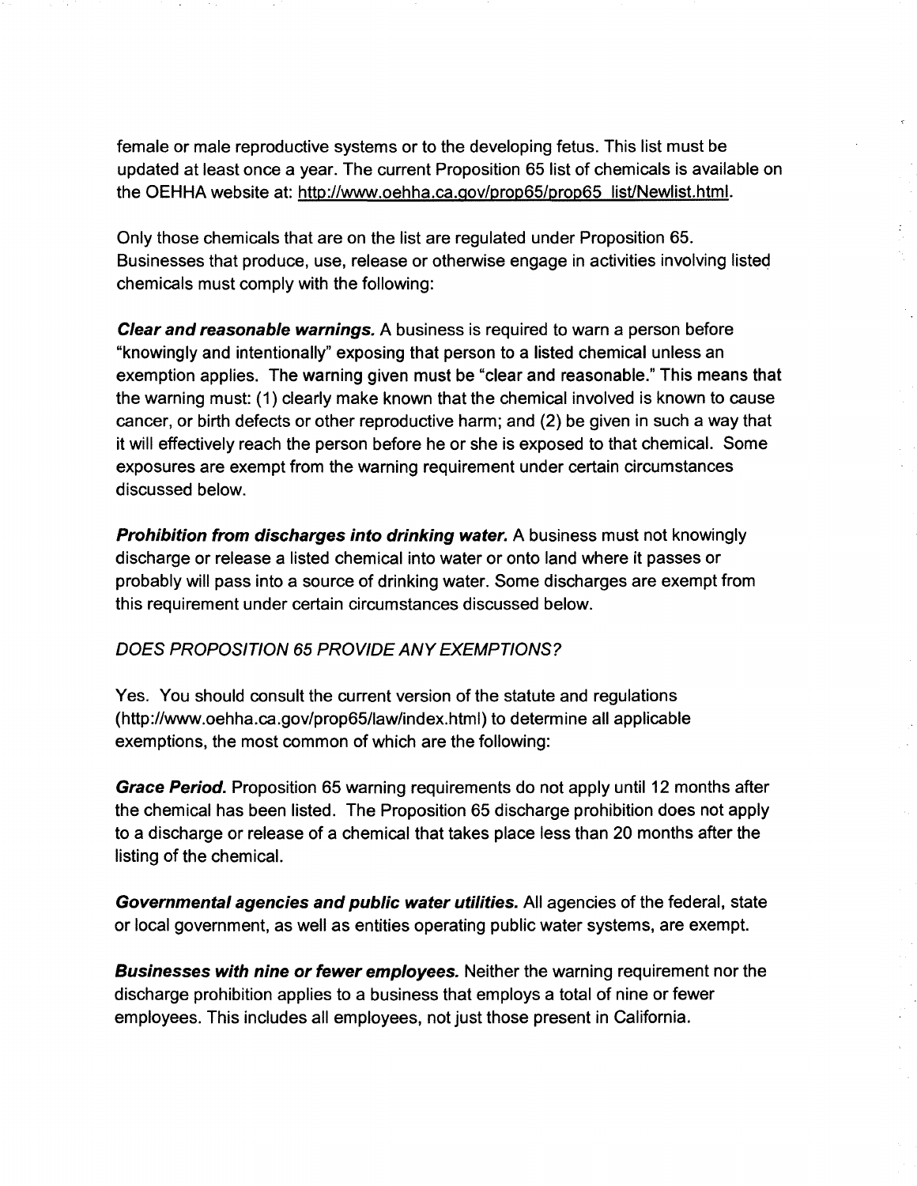female or male reproductive systems or to the developing fetus. This list must be updated at least once a year. The current Proposition 65 list of chemicals is available on the OEHHA website at: http://www.oehha.ca.gov/prop65/prop65_list/Newlist.html.

Only those chemicals that are on the list are regulated under Proposition 65. Businesses that produce, use, release or otherwise engage in activities involving listed chemicals must comply with the following:

***Clear and reasonable warnings.*** A business is required to warn a person before "knowingly and intentionally" exposing that person to a listed chemical unless an exemption applies. The warning given must be "clear and reasonable." This means that the warning must: (1) clearly make known that the chemical involved is known to cause cancer, or birth defects or other reproductive harm; and (2) be given in such a way that it will effectively reach the person before he or she is exposed to that chemical. Some exposures are exempt from the warning requirement under certain circumstances discussed below.

***Prohibition from discharges into drinking water.*** A business must not knowingly discharge or release a listed chemical into water or onto land where it passes or probably will pass into a source of drinking water. Some discharges are exempt from this requirement under certain circumstances discussed below.

*DOES PROPOSITION 65 PROVIDE ANY EXEMPTIONS?*

Yes. You should consult the current version of the statute and regulations (http://www.oehha.ca.gov/prop65/law/index.html) to determine all applicable exemptions, the most common of which are the following:

***Grace Period.*** Proposition 65 warning requirements do not apply until 12 months after the chemical has been listed. The Proposition 65 discharge prohibition does not apply to a discharge or release of a chemical that takes place less than 20 months after the listing of the chemical.

***Governmental agencies and public water utilities.*** All agencies of the federal, state or local government, as well as entities operating public water systems, are exempt.

***Businesses with nine or fewer employees.*** Neither the warning requirement nor the discharge prohibition applies to a business that employs a total of nine or fewer employees. This includes all employees, not just those present in California.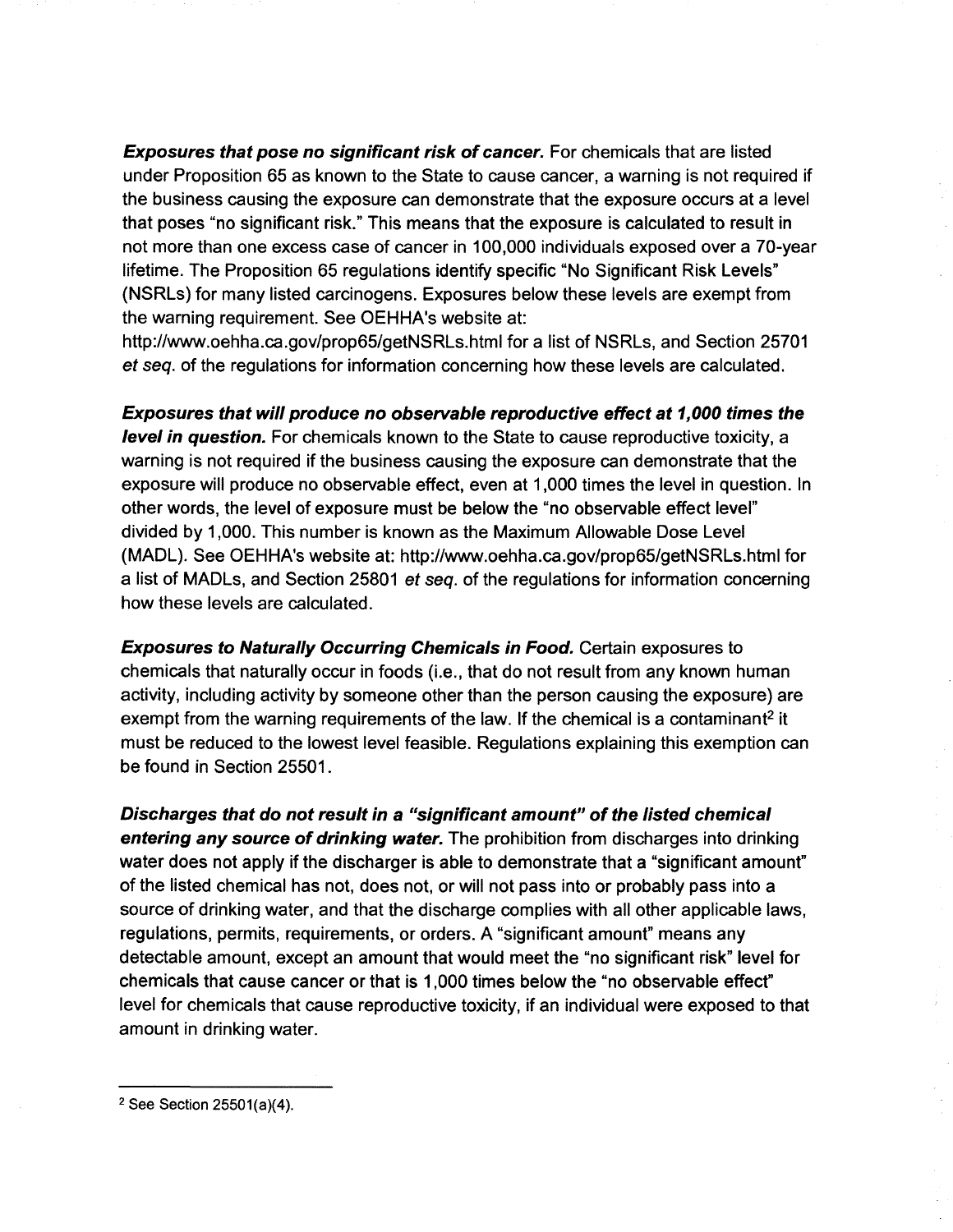***Exposures that pose no significant risk of cancer.*** For chemicals that are listed under Proposition 65 as known to the State to cause cancer, a warning is not required if the business causing the exposure can demonstrate that the exposure occurs at a level that poses "no significant risk." This means that the exposure is calculated to result in not more than one excess case of cancer in 100,000 individuals exposed over a 70-year lifetime. The Proposition 65 regulations identify specific "No Significant Risk Levels" (NSRLs) for many listed carcinogens. Exposures below these levels are exempt from the warning requirement. See OEHHA's website at: http://www.oehha.ca.gov/prop65/getNSRLs.html for a list of NSRLs, and Section 25701 *et seq.* of the regulations for information concerning how these levels are calculated.

***Exposures that will produce no observable reproductive effect at 1,000 times the level in question.*** For chemicals known to the State to cause reproductive toxicity, a warning is not required if the business causing the exposure can demonstrate that the exposure will produce no observable effect, even at 1,000 times the level in question. In other words, the level of exposure must be below the "no observable effect level" divided by 1,000. This number is known as the Maximum Allowable Dose Level (MADL). See OEHHA's website at: http://www.oehha.ca.gov/prop65/getNSRLs.html for a list of MADLs, and Section 25801 *et seq.* of the regulations for information concerning how these levels are calculated.

***Exposures to Naturally Occurring Chemicals in Food.*** Certain exposures to chemicals that naturally occur in foods (i.e., that do not result from any known human activity, including activity by someone other than the person causing the exposure) are exempt from the warning requirements of the law. If the chemical is a contaminant[2] it must be reduced to the lowest level feasible. Regulations explaining this exemption can be found in Section 25501.

***Discharges that do not result in a "significant amount" of the listed chemical entering any source of drinking water.*** The prohibition from discharges into drinking water does not apply if the discharger is able to demonstrate that a "significant amount" of the listed chemical has not, does not, or will not pass into or probably pass into a source of drinking water, and that the discharge complies with all other applicable laws, regulations, permits, requirements, or orders. A "significant amount" means any detectable amount, except an amount that would meet the "no significant risk" level for chemicals that cause cancer or that is 1,000 times below the "no observable effect" level for chemicals that cause reproductive toxicity, if an individual were exposed to that amount in drinking water.

---

[2] See Section 25501(a)(4).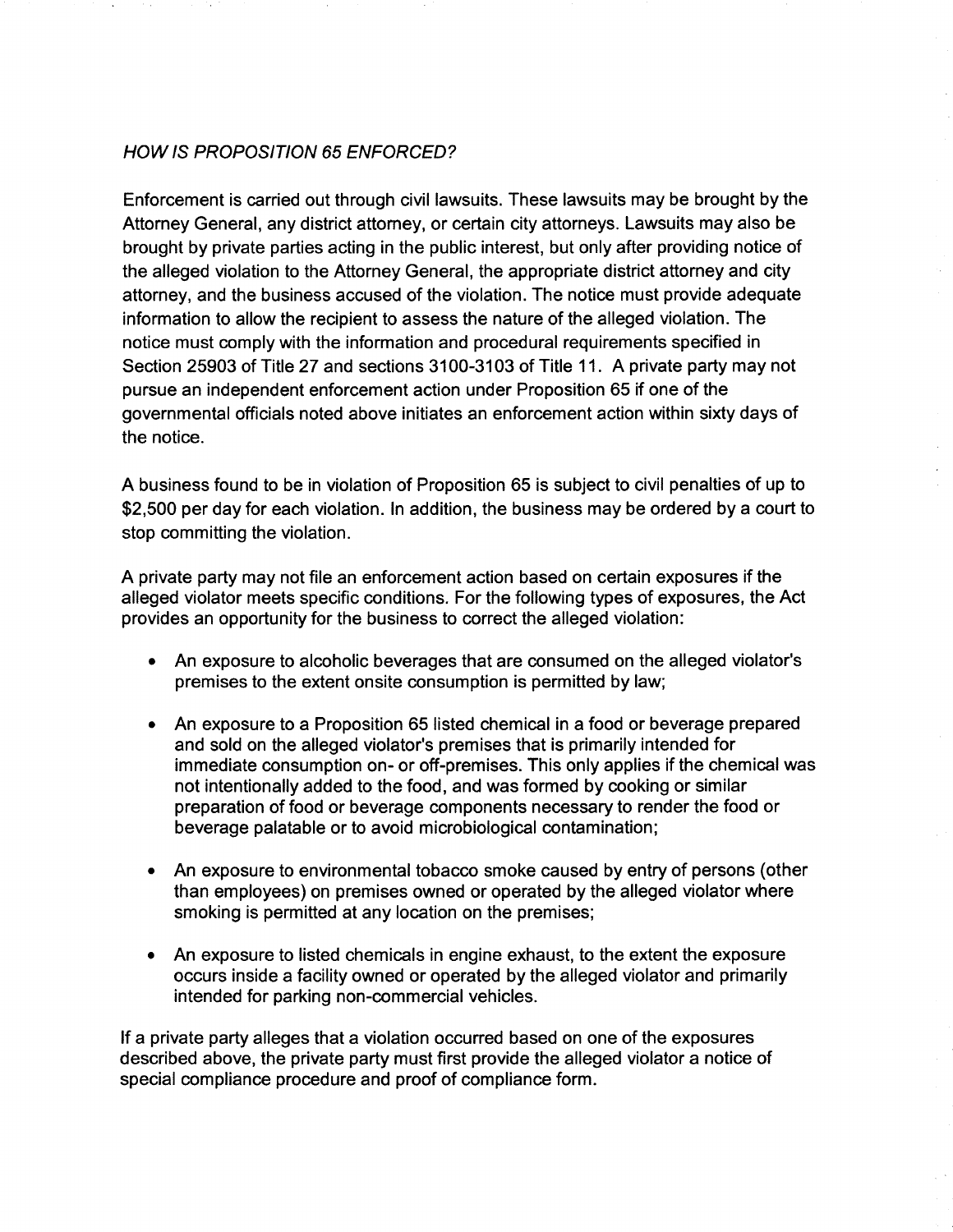*HOW IS PROPOSITION 65 ENFORCED?*

Enforcement is carried out through civil lawsuits. These lawsuits may be brought by the Attorney General, any district attorney, or certain city attorneys. Lawsuits may also be brought by private parties acting in the public interest, but only after providing notice of the alleged violation to the Attorney General, the appropriate district attorney and city attorney, and the business accused of the violation. The notice must provide adequate information to allow the recipient to assess the nature of the alleged violation. The notice must comply with the information and procedural requirements specified in Section 25903 of Title 27 and sections 3100-3103 of Title 11. A private party may not pursue an independent enforcement action under Proposition 65 if one of the governmental officials noted above initiates an enforcement action within sixty days of the notice.

A business found to be in violation of Proposition 65 is subject to civil penalties of up to $2,500 per day for each violation. In addition, the business may be ordered by a court to stop committing the violation.

A private party may not file an enforcement action based on certain exposures if the alleged violator meets specific conditions. For the following types of exposures, the Act provides an opportunity for the business to correct the alleged violation:

- An exposure to alcoholic beverages that are consumed on the alleged violator's premises to the extent onsite consumption is permitted by law;
- An exposure to a Proposition 65 listed chemical in a food or beverage prepared and sold on the alleged violator's premises that is primarily intended for immediate consumption on- or off-premises. This only applies if the chemical was not intentionally added to the food, and was formed by cooking or similar preparation of food or beverage components necessary to render the food or beverage palatable or to avoid microbiological contamination;
- An exposure to environmental tobacco smoke caused by entry of persons (other than employees) on premises owned or operated by the alleged violator where smoking is permitted at any location on the premises;
- An exposure to listed chemicals in engine exhaust, to the extent the exposure occurs inside a facility owned or operated by the alleged violator and primarily intended for parking non-commercial vehicles.

If a private party alleges that a violation occurred based on one of the exposures described above, the private party must first provide the alleged violator a notice of special compliance procedure and proof of compliance form.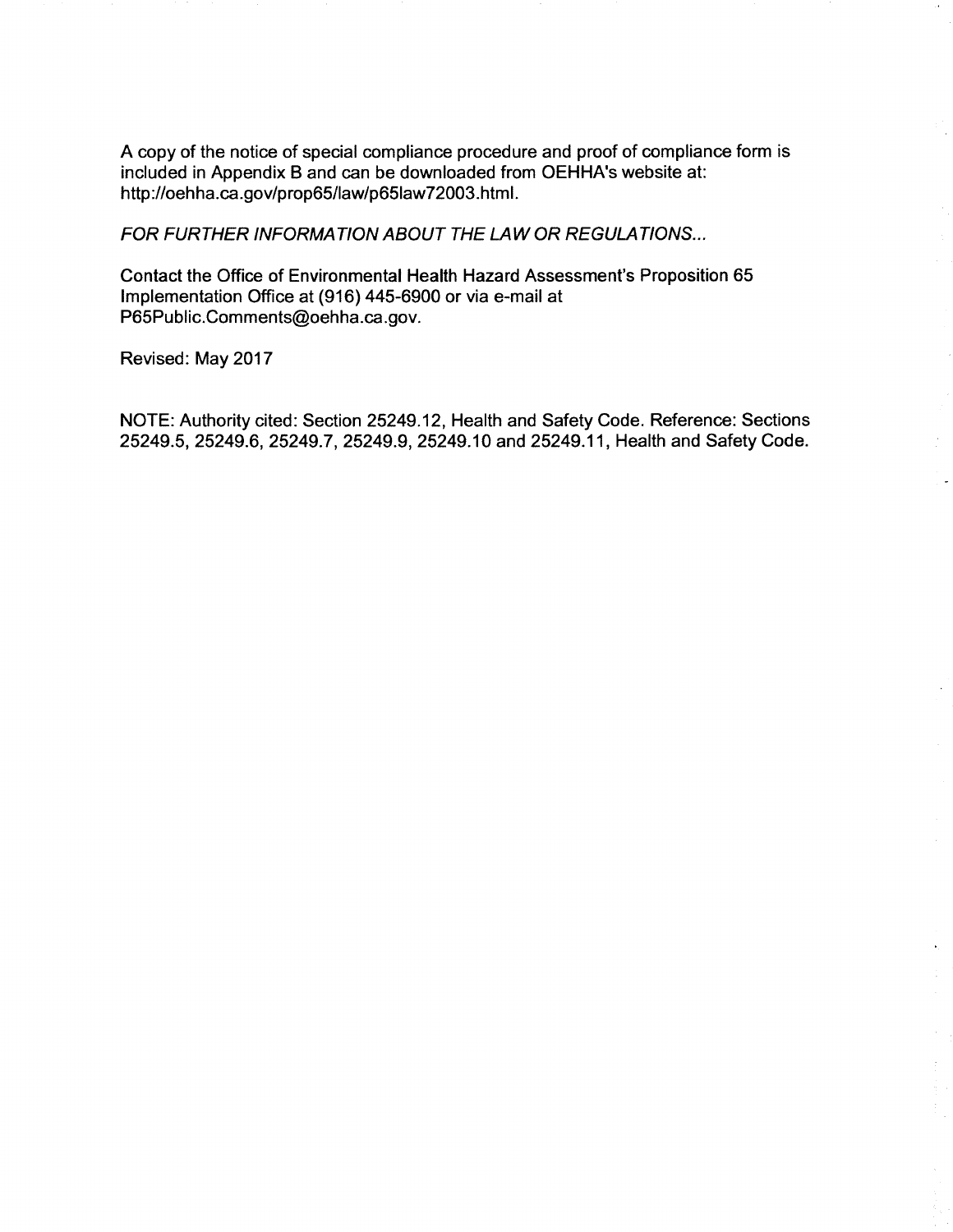A copy of the notice of special compliance procedure and proof of compliance form is included in Appendix B and can be downloaded from OEHHA's website at: http://oehha.ca.gov/prop65/law/p65law72003.html.

*FOR FURTHER INFORMATION ABOUT THE LAW OR REGULATIONS...*

Contact the Office of Environmental Health Hazard Assessment's Proposition 65 Implementation Office at (916) 445-6900 or via e-mail at P65Public.Comments@oehha.ca.gov.

Revised: May 2017

NOTE: Authority cited: Section 25249.12, Health and Safety Code. Reference: Sections 25249.5, 25249.6, 25249.7, 25249.9, 25249.10 and 25249.11, Health and Safety Code.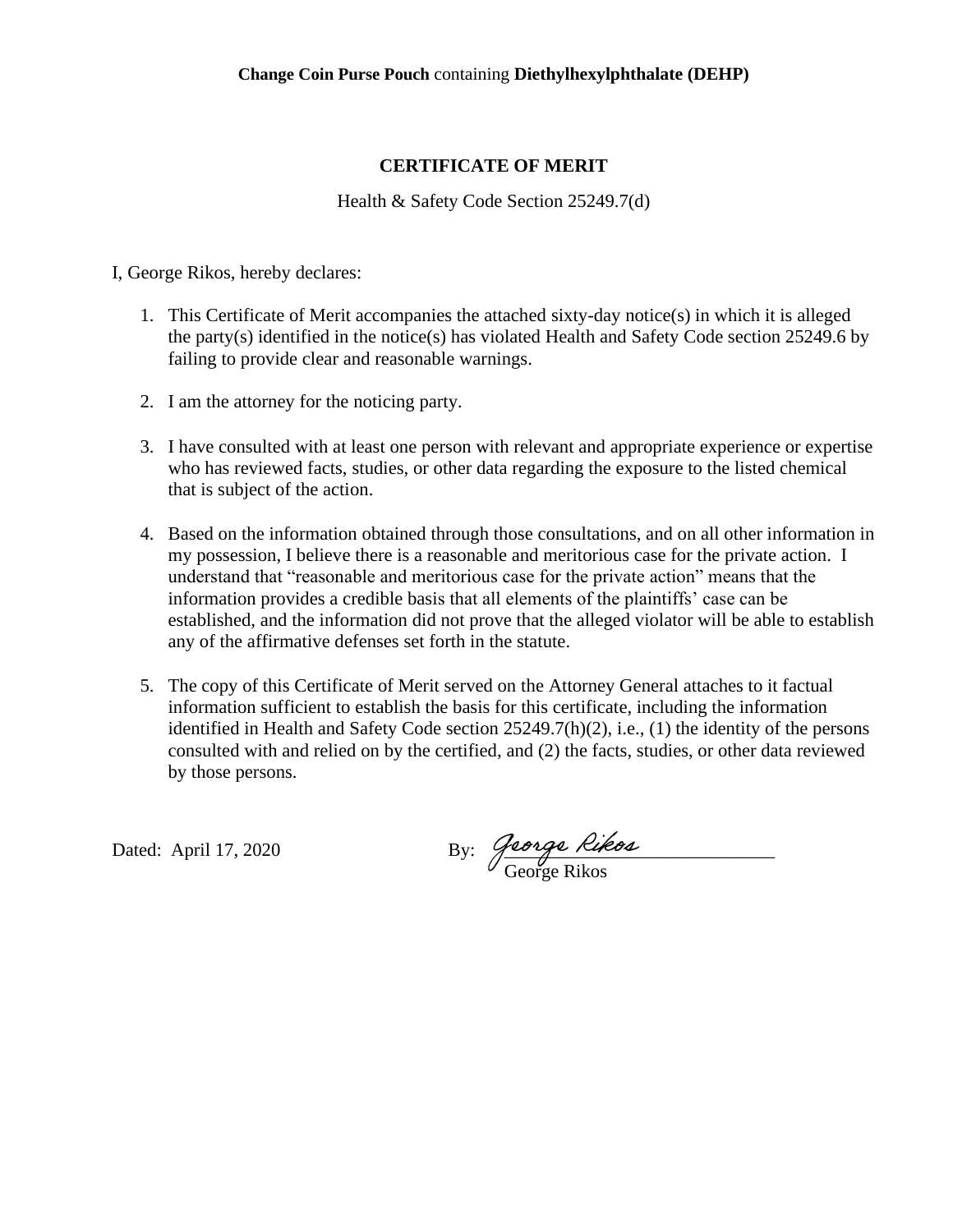**Change Coin Purse Pouch** containing **Diethylhexylphthalate (DEHP)**

## CERTIFICATE OF MERIT

Health & Safety Code Section 25249.7(d)

I, George Rikos, hereby declares:

1. This Certificate of Merit accompanies the attached sixty-day notice(s) in which it is alleged the party(s) identified in the notice(s) has violated Health and Safety Code section 25249.6 by failing to provide clear and reasonable warnings.

2. I am the attorney for the noticing party.

3. I have consulted with at least one person with relevant and appropriate experience or expertise who has reviewed facts, studies, or other data regarding the exposure to the listed chemical that is subject of the action.

4. Based on the information obtained through those consultations, and on all other information in my possession, I believe there is a reasonable and meritorious case for the private action. I understand that "reasonable and meritorious case for the private action" means that the information provides a credible basis that all elements of the plaintiffs' case can be established, and the information did not prove that the alleged violator will be able to establish any of the affirmative defenses set forth in the statute.

5. The copy of this Certificate of Merit served on the Attorney General attaches to it factual information sufficient to establish the basis for this certificate, including the information identified in Health and Safety Code section 25249.7(h)(2), i.e., (1) the identity of the persons consulted with and relied on by the certified, and (2) the facts, studies, or other data reviewed by those persons.

Dated: April 17, 2020

By: *George Rikos*
George Rikos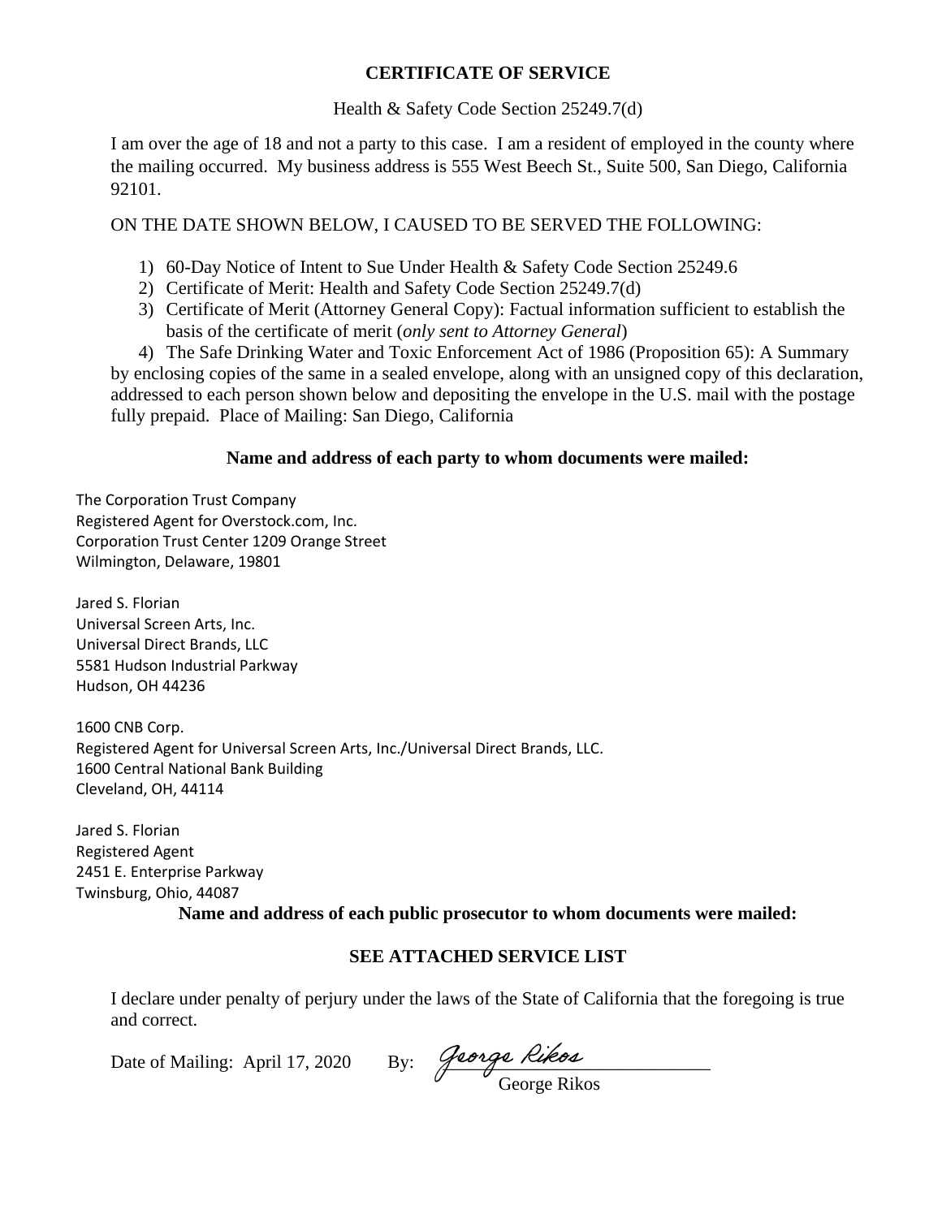**CERTIFICATE OF SERVICE**

Health & Safety Code Section 25249.7(d)

I am over the age of 18 and not a party to this case. I am a resident of employed in the county where the mailing occurred. My business address is 555 West Beech St., Suite 500, San Diego, California 92101.

ON THE DATE SHOWN BELOW, I CAUSED TO BE SERVED THE FOLLOWING:

1) 60-Day Notice of Intent to Sue Under Health & Safety Code Section 25249.6
2) Certificate of Merit: Health and Safety Code Section 25249.7(d)
3) Certificate of Merit (Attorney General Copy): Factual information sufficient to establish the basis of the certificate of merit (*only sent to Attorney General*)
4) The Safe Drinking Water and Toxic Enforcement Act of 1986 (Proposition 65): A Summary

by enclosing copies of the same in a sealed envelope, along with an unsigned copy of this declaration, addressed to each person shown below and depositing the envelope in the U.S. mail with the postage fully prepaid. Place of Mailing: San Diego, California

**Name and address of each party to whom documents were mailed:**

The Corporation Trust Company
Registered Agent for Overstock.com, Inc.
Corporation Trust Center 1209 Orange Street
Wilmington, Delaware, 19801

Jared S. Florian
Universal Screen Arts, Inc.
Universal Direct Brands, LLC
5581 Hudson Industrial Parkway
Hudson, OH 44236

1600 CNB Corp.
Registered Agent for Universal Screen Arts, Inc./Universal Direct Brands, LLC.
1600 Central National Bank Building
Cleveland, OH, 44114

Jared S. Florian
Registered Agent
2451 E. Enterprise Parkway
Twinsburg, Ohio, 44087

**Name and address of each public prosecutor to whom documents were mailed:**

**SEE ATTACHED SERVICE LIST**

I declare under penalty of perjury under the laws of the State of California that the foregoing is true and correct.

Date of Mailing: April 17, 2020 By: *George Rikos*
George Rikos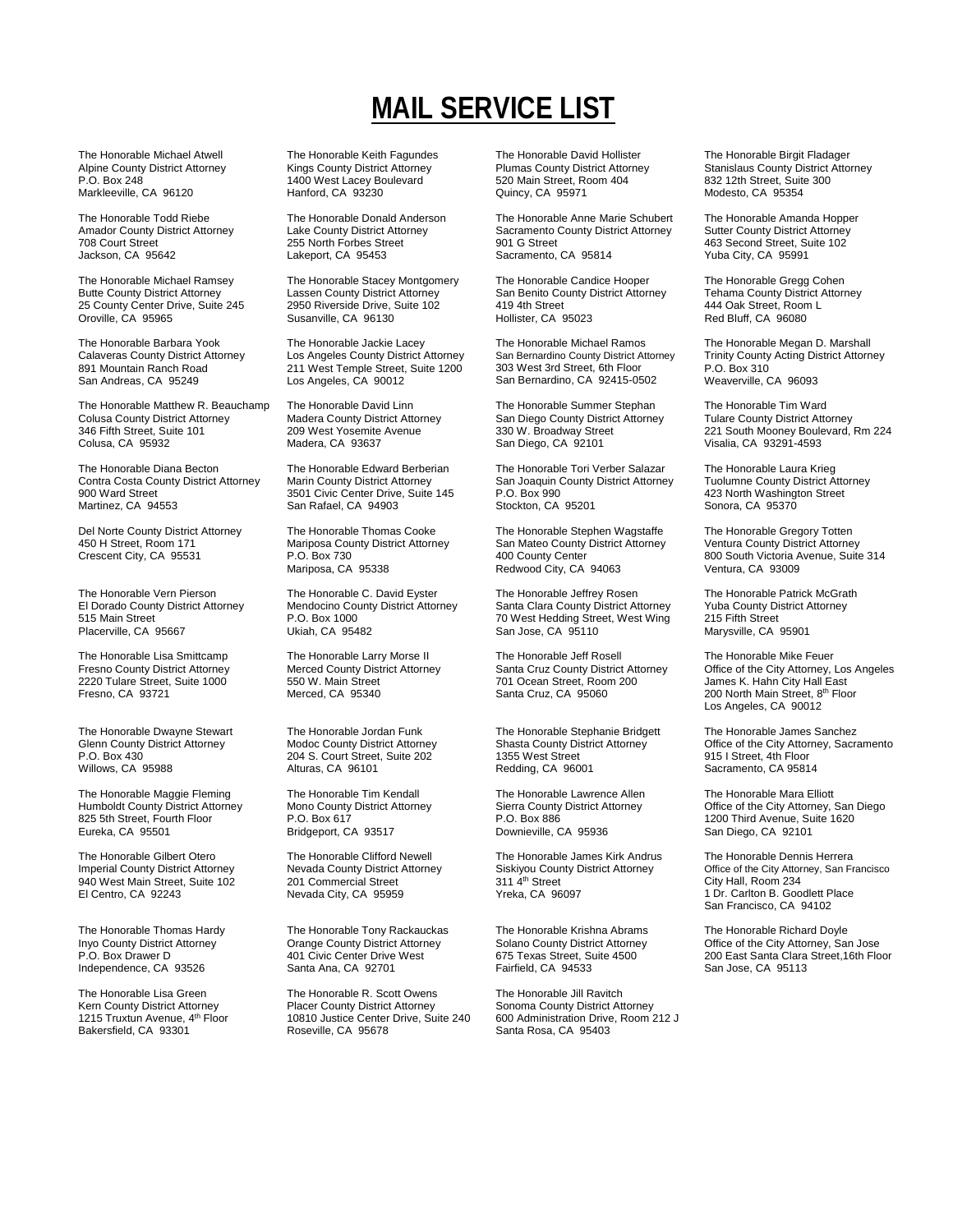# MAIL SERVICE LIST

The Honorable Michael Atwell
Alpine County District Attorney
P.O. Box 248
Markleeville, CA 96120

The Honorable Todd Riebe
Amador County District Attorney
708 Court Street
Jackson, CA 95642

The Honorable Michael Ramsey
Butte County District Attorney
25 County Center Drive, Suite 245
Oroville, CA 95965

The Honorable Barbara Yook
Calaveras County District Attorney
891 Mountain Ranch Road
San Andreas, CA 95249

The Honorable Matthew R. Beauchamp
Colusa County District Attorney
346 Fifth Street, Suite 101
Colusa, CA 95932

The Honorable Diana Becton
Contra Costa County District Attorney
900 Ward Street
Martinez, CA 94553

Del Norte County District Attorney
450 H Street, Room 171
Crescent City, CA 95531

The Honorable Vern Pierson
El Dorado County District Attorney
515 Main Street
Placerville, CA 95667

The Honorable Lisa Smittcamp
Fresno County District Attorney
2220 Tulare Street, Suite 1000
Fresno, CA 93721

The Honorable Dwayne Stewart
Glenn County District Attorney
P.O. Box 430
Willows, CA 95988

The Honorable Maggie Fleming
Humboldt County District Attorney
825 5th Street, Fourth Floor
Eureka, CA 95501

The Honorable Gilbert Otero
Imperial County District Attorney
940 West Main Street, Suite 102
El Centro, CA 92243

The Honorable Thomas Hardy
Inyo County District Attorney
P.O. Box Drawer D
Independence, CA 93526

The Honorable Lisa Green
Kern County District Attorney
1215 Truxtun Avenue, 4th Floor
Bakersfield, CA 93301

The Honorable Keith Fagundes
Kings County District Attorney
1400 West Lacey Boulevard
Hanford, CA 93230

The Honorable Donald Anderson
Lake County District Attorney
255 North Forbes Street
Lakeport, CA 95453

The Honorable Stacey Montgomery
Lassen County District Attorney
2950 Riverside Drive, Suite 102
Susanville, CA 96130

The Honorable Jackie Lacey
Los Angeles County District Attorney
211 West Temple Street, Suite 1200
Los Angeles, CA 90012

The Honorable David Linn
Madera County District Attorney
209 West Yosemite Avenue
Madera, CA 93637

The Honorable Edward Berberian
Marin County District Attorney
3501 Civic Center Drive, Suite 145
San Rafael, CA 94903

The Honorable Thomas Cooke
Mariposa County District Attorney
P.O. Box 730
Mariposa, CA 95338

The Honorable C. David Eyster
Mendocino County District Attorney
P.O. Box 1000
Ukiah, CA 95482

The Honorable Larry Morse II
Merced County District Attorney
550 W. Main Street
Merced, CA 95340

The Honorable Jordan Funk
Modoc County District Attorney
204 S. Court Street, Suite 202
Alturas, CA 96101

The Honorable Tim Kendall
Mono County District Attorney
P.O. Box 617
Bridgeport, CA 93517

The Honorable Clifford Newell
Nevada County District Attorney
201 Commercial Street
Nevada City, CA 95959

The Honorable Tony Rackauckas
Orange County District Attorney
401 Civic Center Drive West
Santa Ana, CA 92701

The Honorable R. Scott Owens
Placer County District Attorney
10810 Justice Center Drive, Suite 240
Roseville, CA 95678

The Honorable David Hollister
Plumas County District Attorney
520 Main Street, Room 404
Quincy, CA 95971

The Honorable Anne Marie Schubert
Sacramento County District Attorney
901 G Street
Sacramento, CA 95814

The Honorable Candice Hooper
San Benito County District Attorney
419 4th Street
Hollister, CA 95023

The Honorable Michael Ramos
San Bernardino County District Attorney
303 West 3rd Street, 6th Floor
San Bernardino, CA 92415-0502

The Honorable Summer Stephan
San Diego County District Attorney
330 W. Broadway Street
San Diego, CA 92101

The Honorable Tori Verber Salazar
San Joaquin County District Attorney
P.O. Box 990
Stockton, CA 95201

The Honorable Stephen Wagstaffe
San Mateo County District Attorney
400 County Center
Redwood City, CA 94063

The Honorable Jeffrey Rosen
Santa Clara County District Attorney
70 West Hedding Street, West Wing
San Jose, CA 95110

The Honorable Jeff Rosell
Santa Cruz County District Attorney
701 Ocean Street, Room 200
Santa Cruz, CA 95060

The Honorable Stephanie Bridgett
Shasta County District Attorney
1355 West Street
Redding, CA 96001

The Honorable Lawrence Allen
Sierra County District Attorney
P.O. Box 886
Downieville, CA 95936

The Honorable James Kirk Andrus
Siskiyou County District Attorney
311 4th Street
Yreka, CA 96097

The Honorable Krishna Abrams
Solano County District Attorney
675 Texas Street, Suite 4500
Fairfield, CA 94533

The Honorable Jill Ravitch
Sonoma County District Attorney
600 Administration Drive, Room 212 J
Santa Rosa, CA 95403

The Honorable Birgit Fladager
Stanislaus County District Attorney
832 12th Street, Suite 300
Modesto, CA 95354

The Honorable Amanda Hopper
Sutter County District Attorney
463 Second Street, Suite 102
Yuba City, CA 95991

The Honorable Gregg Cohen
Tehama County District Attorney
444 Oak Street, Room L
Red Bluff, CA 96080

The Honorable Megan D. Marshall
Trinity County Acting District Attorney
P.O. Box 310
Weaverville, CA 96093

The Honorable Tim Ward
Tulare County District Attorney
221 South Mooney Boulevard, Rm 224
Visalia, CA 93291-4593

The Honorable Laura Krieg
Tuolumne County District Attorney
423 North Washington Street
Sonora, CA 95370

The Honorable Gregory Totten
Ventura County District Attorney
800 South Victoria Avenue, Suite 314
Ventura, CA 93009

The Honorable Patrick McGrath
Yuba County District Attorney
215 Fifth Street
Marysville, CA 95901

The Honorable Mike Feuer
Office of the City Attorney, Los Angeles
James K. Hahn City Hall East
200 North Main Street, 8th Floor
Los Angeles, CA 90012

The Honorable James Sanchez
Office of the City Attorney, Sacramento
915 I Street, 4th Floor
Sacramento, CA 95814

The Honorable Mara Elliott
Office of the City Attorney, San Diego
1200 Third Avenue, Suite 1620
San Diego, CA 92101

The Honorable Dennis Herrera
Office of the City Attorney, San Francisco
City Hall, Room 234
1 Dr. Carlton B. Goodlett Place
San Francisco, CA 94102

The Honorable Richard Doyle
Office of the City Attorney, San Jose
200 East Santa Clara Street,16th Floor
San Jose, CA 95113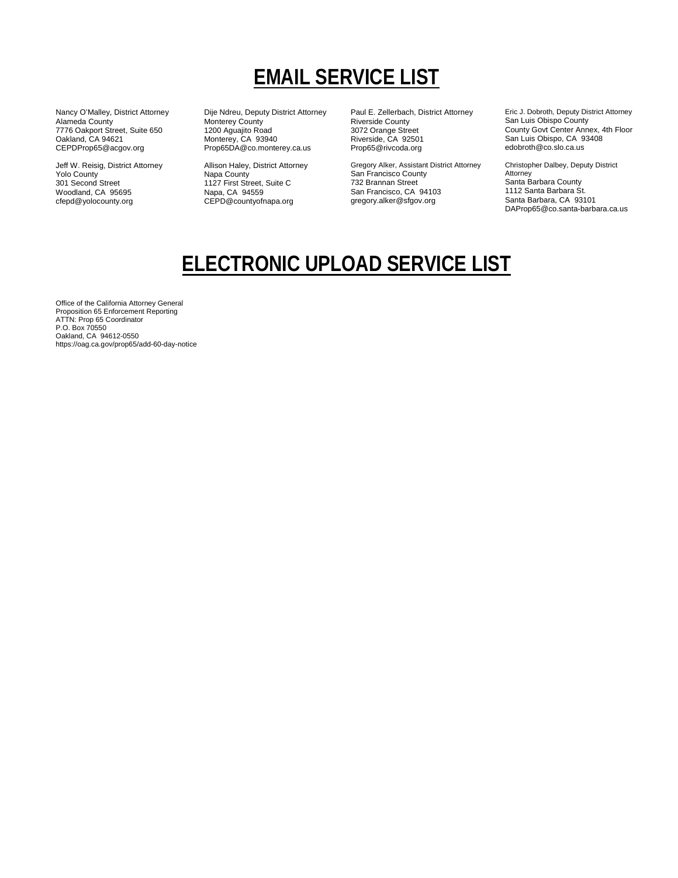# EMAIL SERVICE LIST

Nancy O'Malley, District Attorney
Alameda County
7776 Oakport Street, Suite 650
Oakland, CA 94621
CEPDProp65@acgov.org

Jeff W. Reisig, District Attorney
Yolo County
301 Second Street
Woodland, CA 95695
cfepd@yolocounty.org

Dije Ndreu, Deputy District Attorney
Monterey County
1200 Aguajito Road
Monterey, CA 93940
Prop65DA@co.monterey.ca.us

Allison Haley, District Attorney
Napa County
1127 First Street, Suite C
Napa, CA 94559
CEPD@countyofnapa.org

Paul E. Zellerbach, District Attorney
Riverside County
3072 Orange Street
Riverside, CA 92501
Prop65@rivcoda.org

Gregory Alker, Assistant District Attorney
San Francisco County
732 Brannan Street
San Francisco, CA 94103
gregory.alker@sfgov.org

Eric J. Dobroth, Deputy District Attorney
San Luis Obispo County
County Govt Center Annex, 4th Floor
San Luis Obispo, CA 93408
edobroth@co.slo.ca.us

Christopher Dalbey, Deputy District Attorney
Santa Barbara County
1112 Santa Barbara St.
Santa Barbara, CA 93101
DAProp65@co.santa-barbara.ca.us

# ELECTRONIC UPLOAD SERVICE LIST

Office of the California Attorney General
Proposition 65 Enforcement Reporting
ATTN: Prop 65 Coordinator
P.O. Box 70550
Oakland, CA 94612-0550
https://oag.ca.gov/prop65/add-60-day-notice